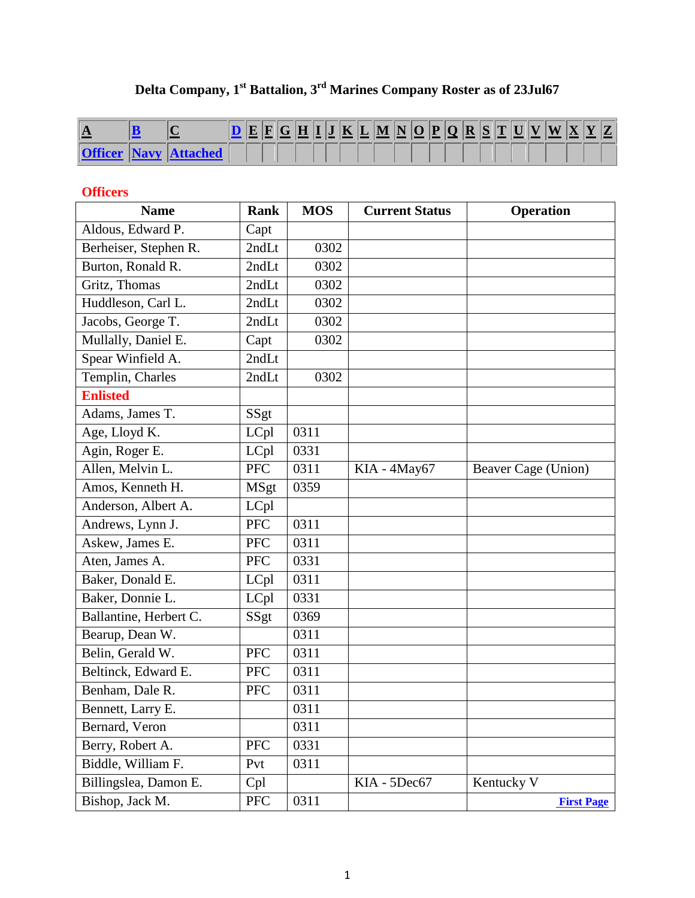# Delta Company, 1st Battalion, 3rd Marines Company Roster as of 23Jul67

| A | B | C | D | E | F | G | H | I | J | K | L | M | N | O | P | Q | R | S | T | U | V | W | X | Y | Z |
|---|---|---|---|---|---|---|---|---|---|---|---|---|---|---|---|---|---|---|---|---|---|---|---|---|---|
| Officer | Navy | Attached | | | | | | | | | | | | | | | | | | | | | | | |

**Officers**

| Name | Rank | MOS | Current Status | Operation |
|---|---|---|---|---|
| Aldous, Edward P. | Capt | | | |
| Berheiser, Stephen R. | 2ndLt | 0302 | | |
| Burton, Ronald R. | 2ndLt | 0302 | | |
| Gritz, Thomas | 2ndLt | 0302 | | |
| Huddleson, Carl L. | 2ndLt | 0302 | | |
| Jacobs, George T. | 2ndLt | 0302 | | |
| Mullally, Daniel E. | Capt | 0302 | | |
| Spear Winfield A. | 2ndLt | | | |
| Templin, Charles | 2ndLt | 0302 | | |
| **Enlisted** | | | | |
| Adams, James T. | SSgt | | | |
| Age, Lloyd K. | LCpl | 0311 | | |
| Agin, Roger E. | LCpl | 0331 | | |
| Allen, Melvin L. | PFC | 0311 | KIA - 4May67 | Beaver Cage (Union) |
| Amos, Kenneth H. | MSgt | 0359 | | |
| Anderson, Albert A. | LCpl | | | |
| Andrews, Lynn J. | PFC | 0311 | | |
| Askew, James E. | PFC | 0311 | | |
| Aten, James A. | PFC | 0331 | | |
| Baker, Donald E. | LCpl | 0311 | | |
| Baker, Donnie L. | LCpl | 0331 | | |
| Ballantine, Herbert C. | SSgt | 0369 | | |
| Bearup, Dean W. | | 0311 | | |
| Belin, Gerald W. | PFC | 0311 | | |
| Beltinck, Edward E. | PFC | 0311 | | |
| Benham, Dale R. | PFC | 0311 | | |
| Bennett, Larry E. | | 0311 | | |
| Bernard, Veron | | 0311 | | |
| Berry, Robert A. | PFC | 0331 | | |
| Biddle, William F. | Pvt | 0311 | | |
| Billingslea, Damon E. | Cpl | | KIA - 5Dec67 | Kentucky V |
| Bishop, Jack M. | PFC | 0311 | | First Page |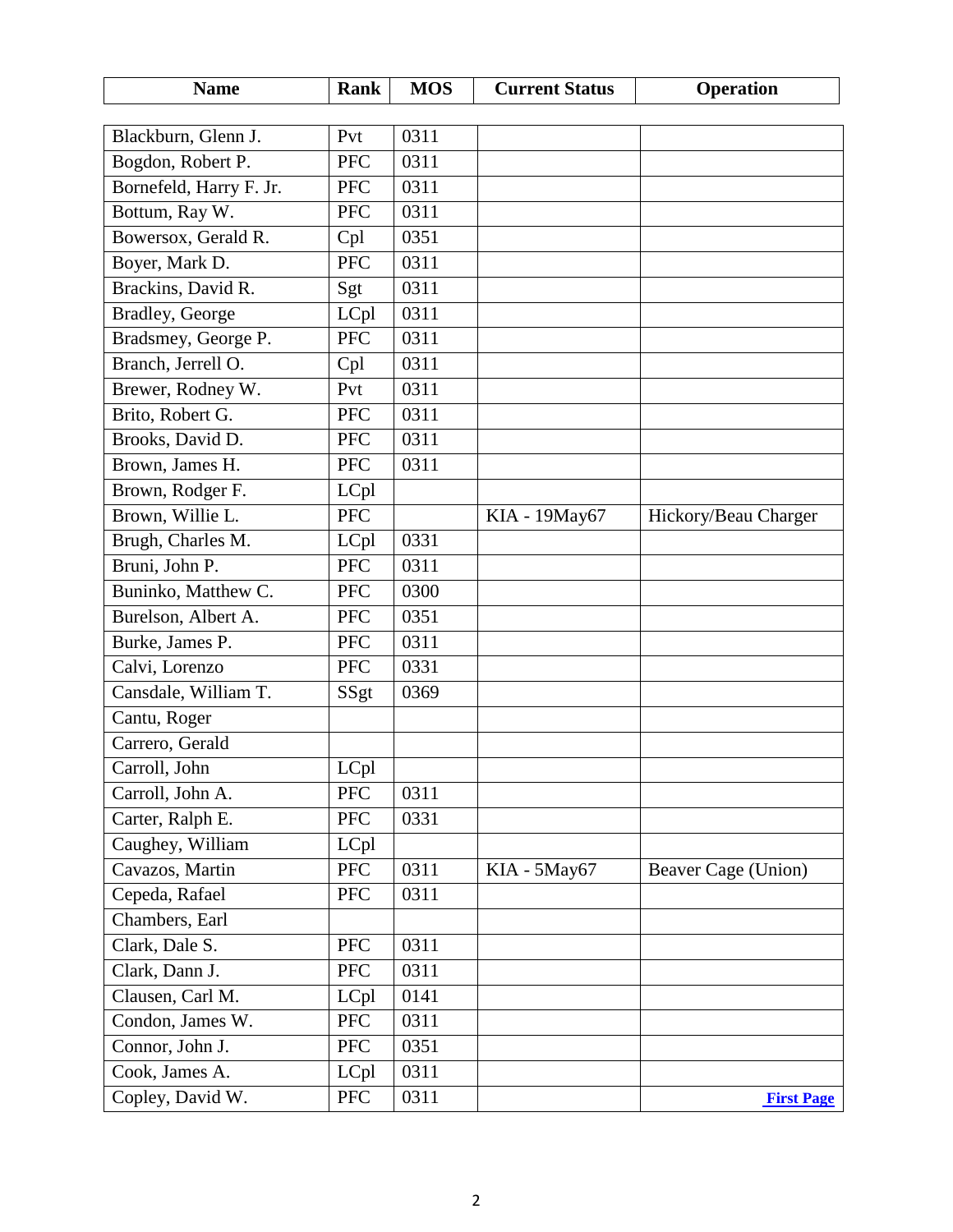| Name | Rank | MOS | Current Status | Operation |
|---|---|---|---|---|
| Blackburn, Glenn J. | Pvt | 0311 | | |
| Bogdon, Robert P. | PFC | 0311 | | |
| Bornefeld, Harry F. Jr. | PFC | 0311 | | |
| Bottum, Ray W. | PFC | 0311 | | |
| Bowersox, Gerald R. | Cpl | 0351 | | |
| Boyer, Mark D. | PFC | 0311 | | |
| Brackins, David R. | Sgt | 0311 | | |
| Bradley, George | LCpl | 0311 | | |
| Bradsmey, George P. | PFC | 0311 | | |
| Branch, Jerrell O. | Cpl | 0311 | | |
| Brewer, Rodney W. | Pvt | 0311 | | |
| Brito, Robert G. | PFC | 0311 | | |
| Brooks, David D. | PFC | 0311 | | |
| Brown, James H. | PFC | 0311 | | |
| Brown, Rodger F. | LCpl | | | |
| Brown, Willie L. | PFC | | KIA - 19May67 | Hickory/Beau Charger |
| Brugh, Charles M. | LCpl | 0331 | | |
| Bruni, John P. | PFC | 0311 | | |
| Buninko, Matthew C. | PFC | 0300 | | |
| Burelson, Albert A. | PFC | 0351 | | |
| Burke, James P. | PFC | 0311 | | |
| Calvi, Lorenzo | PFC | 0331 | | |
| Cansdale, William T. | SSgt | 0369 | | |
| Cantu, Roger | | | | |
| Carrero, Gerald | | | | |
| Carroll, John | LCpl | | | |
| Carroll, John A. | PFC | 0311 | | |
| Carter, Ralph E. | PFC | 0331 | | |
| Caughey, William | LCpl | | | |
| Cavazos, Martin | PFC | 0311 | KIA - 5May67 | Beaver Cage (Union) |
| Cepeda, Rafael | PFC | 0311 | | |
| Chambers, Earl | | | | |
| Clark, Dale S. | PFC | 0311 | | |
| Clark, Dann J. | PFC | 0311 | | |
| Clausen, Carl M. | LCpl | 0141 | | |
| Condon, James W. | PFC | 0311 | | |
| Connor, John J. | PFC | 0351 | | |
| Cook, James A. | LCpl | 0311 | | |
| Copley, David W. | PFC | 0311 | | **First Page** |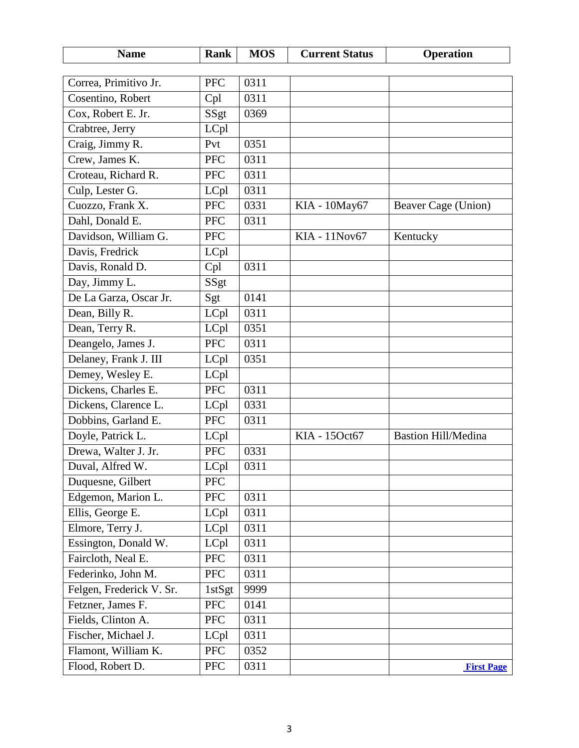| Name | Rank | MOS | Current Status | Operation |
|---|---|---|---|---|
| Correa, Primitivo Jr. | PFC | 0311 | | |
| Cosentino, Robert | Cpl | 0311 | | |
| Cox, Robert E. Jr. | SSgt | 0369 | | |
| Crabtree, Jerry | LCpl | | | |
| Craig, Jimmy R. | Pvt | 0351 | | |
| Crew, James K. | PFC | 0311 | | |
| Croteau, Richard R. | PFC | 0311 | | |
| Culp, Lester G. | LCpl | 0311 | | |
| Cuozzo, Frank X. | PFC | 0331 | KIA - 10May67 | Beaver Cage (Union) |
| Dahl, Donald E. | PFC | 0311 | | |
| Davidson, William G. | PFC | | KIA - 11Nov67 | Kentucky |
| Davis, Fredrick | LCpl | | | |
| Davis, Ronald D. | Cpl | 0311 | | |
| Day, Jimmy L. | SSgt | | | |
| De La Garza, Oscar Jr. | Sgt | 0141 | | |
| Dean, Billy R. | LCpl | 0311 | | |
| Dean, Terry R. | LCpl | 0351 | | |
| Deangelo, James J. | PFC | 0311 | | |
| Delaney, Frank J. III | LCpl | 0351 | | |
| Demey, Wesley E. | LCpl | | | |
| Dickens, Charles E. | PFC | 0311 | | |
| Dickens, Clarence L. | LCpl | 0331 | | |
| Dobbins, Garland E. | PFC | 0311 | | |
| Doyle, Patrick L. | LCpl | | KIA - 15Oct67 | Bastion Hill/Medina |
| Drewa, Walter J. Jr. | PFC | 0331 | | |
| Duval, Alfred W. | LCpl | 0311 | | |
| Duquesne, Gilbert | PFC | | | |
| Edgemon, Marion L. | PFC | 0311 | | |
| Ellis, George E. | LCpl | 0311 | | |
| Elmore, Terry J. | LCpl | 0311 | | |
| Essington, Donald W. | LCpl | 0311 | | |
| Faircloth, Neal E. | PFC | 0311 | | |
| Federinko, John M. | PFC | 0311 | | |
| Felgen, Frederick V. Sr. | 1stSgt | 9999 | | |
| Fetzner, James F. | PFC | 0141 | | |
| Fields, Clinton A. | PFC | 0311 | | |
| Fischer, Michael J. | LCpl | 0311 | | |
| Flamont, William K. | PFC | 0352 | | |
| Flood, Robert D. | PFC | 0311 | | **First Page** |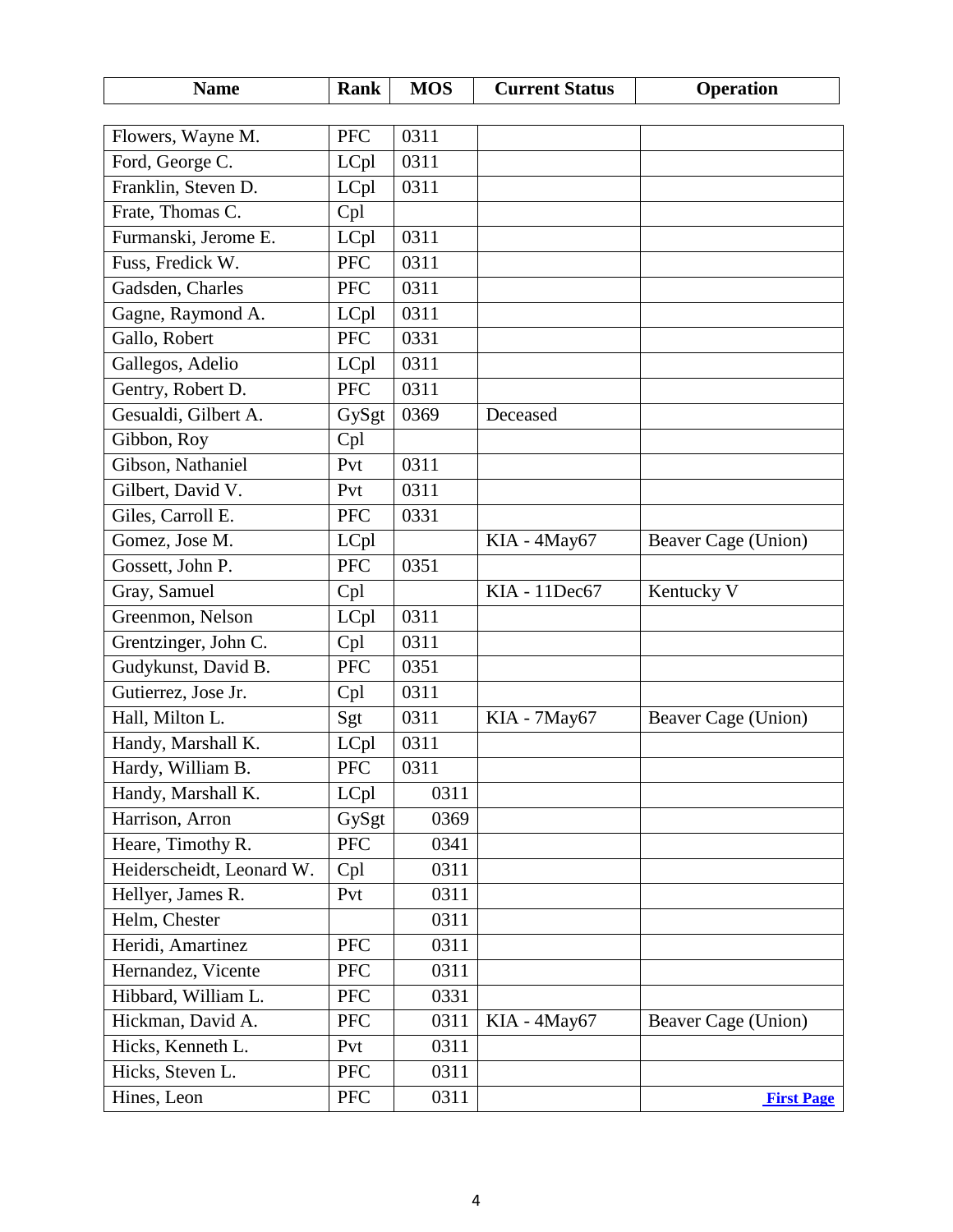| Name | Rank | MOS | Current Status | Operation |
|---|---|---|---|---|
| Flowers, Wayne M. | PFC | 0311 | | |
| Ford, George C. | LCpl | 0311 | | |
| Franklin, Steven D. | LCpl | 0311 | | |
| Frate, Thomas C. | Cpl | | | |
| Furmanski, Jerome E. | LCpl | 0311 | | |
| Fuss, Fredick W. | PFC | 0311 | | |
| Gadsden, Charles | PFC | 0311 | | |
| Gagne, Raymond A. | LCpl | 0311 | | |
| Gallo, Robert | PFC | 0331 | | |
| Gallegos, Adelio | LCpl | 0311 | | |
| Gentry, Robert D. | PFC | 0311 | | |
| Gesualdi, Gilbert A. | GySgt | 0369 | Deceased | |
| Gibbon, Roy | Cpl | | | |
| Gibson, Nathaniel | Pvt | 0311 | | |
| Gilbert, David V. | Pvt | 0311 | | |
| Giles, Carroll E. | PFC | 0331 | | |
| Gomez, Jose M. | LCpl | | KIA - 4May67 | Beaver Cage (Union) |
| Gossett, John P. | PFC | 0351 | | |
| Gray, Samuel | Cpl | | KIA - 11Dec67 | Kentucky V |
| Greenmon, Nelson | LCpl | 0311 | | |
| Grentzinger, John C. | Cpl | 0311 | | |
| Gudykunst, David B. | PFC | 0351 | | |
| Gutierrez, Jose Jr. | Cpl | 0311 | | |
| Hall, Milton L. | Sgt | 0311 | KIA - 7May67 | Beaver Cage (Union) |
| Handy, Marshall K. | LCpl | 0311 | | |
| Hardy, William B. | PFC | 0311 | | |
| Handy, Marshall K. | LCpl | 0311 | | |
| Harrison, Arron | GySgt | 0369 | | |
| Heare, Timothy R. | PFC | 0341 | | |
| Heiderscheidt, Leonard W. | Cpl | 0311 | | |
| Hellyer, James R. | Pvt | 0311 | | |
| Helm, Chester | | 0311 | | |
| Heridi, Amartinez | PFC | 0311 | | |
| Hernandez, Vicente | PFC | 0311 | | |
| Hibbard, William L. | PFC | 0331 | | |
| Hickman, David A. | PFC | 0311 | KIA - 4May67 | Beaver Cage (Union) |
| Hicks, Kenneth L. | Pvt | 0311 | | |
| Hicks, Steven L. | PFC | 0311 | | |
| Hines, Leon | PFC | 0311 | | **First Page** |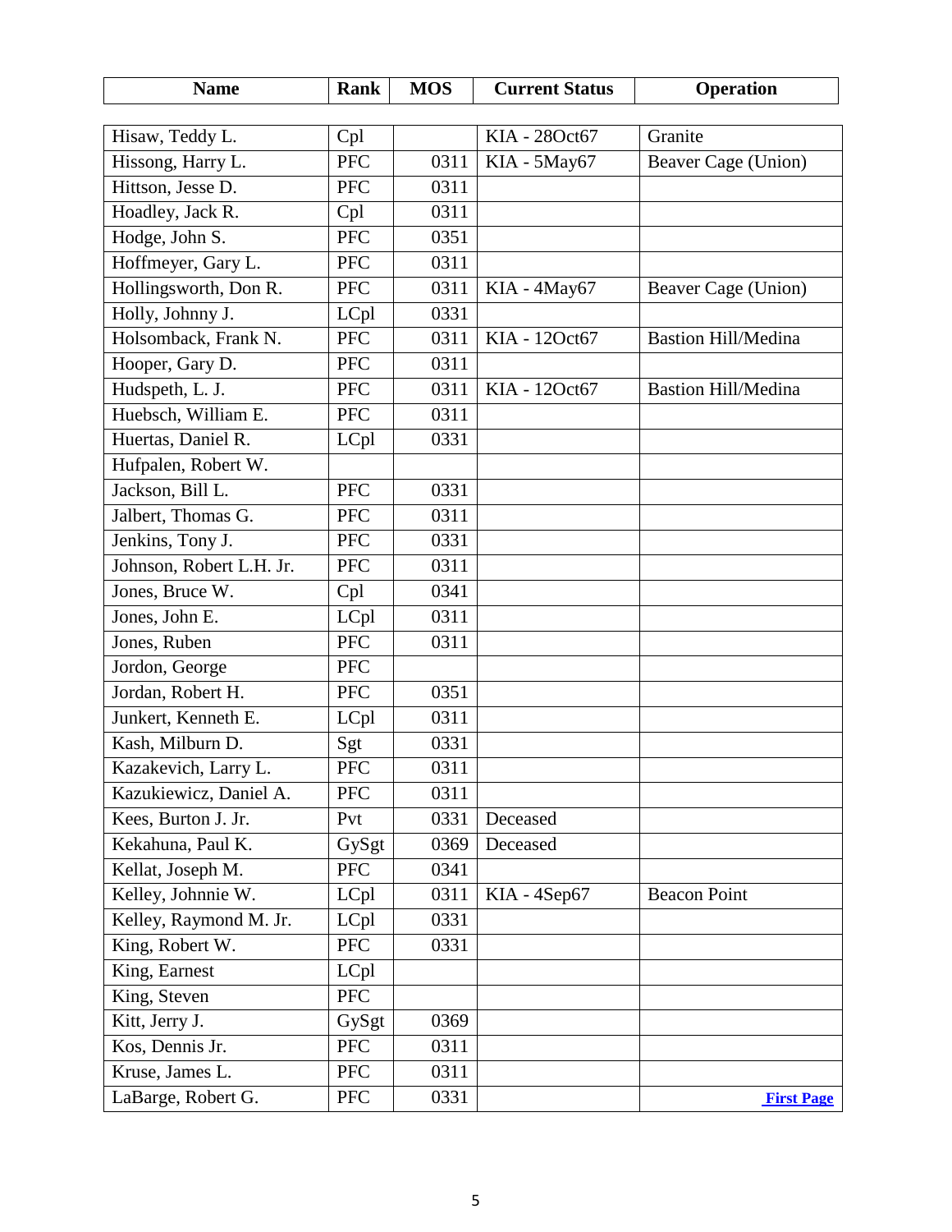| Name | Rank | MOS | Current Status | Operation |
|---|---|---|---|---|
| Hisaw, Teddy L. | Cpl | | KIA - 28Oct67 | Granite |
| Hissong, Harry L. | PFC | 0311 | KIA - 5May67 | Beaver Cage (Union) |
| Hittson, Jesse D. | PFC | 0311 | | |
| Hoadley, Jack R. | Cpl | 0311 | | |
| Hodge, John S. | PFC | 0351 | | |
| Hoffmeyer, Gary L. | PFC | 0311 | | |
| Hollingsworth, Don R. | PFC | 0311 | KIA - 4May67 | Beaver Cage (Union) |
| Holly, Johnny J. | LCpl | 0331 | | |
| Holsomback, Frank N. | PFC | 0311 | KIA - 12Oct67 | Bastion Hill/Medina |
| Hooper, Gary D. | PFC | 0311 | | |
| Hudspeth, L. J. | PFC | 0311 | KIA - 12Oct67 | Bastion Hill/Medina |
| Huebsch, William E. | PFC | 0311 | | |
| Huertas, Daniel R. | LCpl | 0331 | | |
| Hufpalen, Robert W. | | | | |
| Jackson, Bill L. | PFC | 0331 | | |
| Jalbert, Thomas G. | PFC | 0311 | | |
| Jenkins, Tony J. | PFC | 0331 | | |
| Johnson, Robert L.H. Jr. | PFC | 0311 | | |
| Jones, Bruce W. | Cpl | 0341 | | |
| Jones, John E. | LCpl | 0311 | | |
| Jones, Ruben | PFC | 0311 | | |
| Jordon, George | PFC | | | |
| Jordan, Robert H. | PFC | 0351 | | |
| Junkert, Kenneth E. | LCpl | 0311 | | |
| Kash, Milburn D. | Sgt | 0331 | | |
| Kazakevich, Larry L. | PFC | 0311 | | |
| Kazukiewicz, Daniel A. | PFC | 0311 | | |
| Kees, Burton J. Jr. | Pvt | 0331 | Deceased | |
| Kekahuna, Paul K. | GySgt | 0369 | Deceased | |
| Kellat, Joseph M. | PFC | 0341 | | |
| Kelley, Johnnie W. | LCpl | 0311 | KIA - 4Sep67 | Beacon Point |
| Kelley, Raymond M. Jr. | LCpl | 0331 | | |
| King, Robert W. | PFC | 0331 | | |
| King, Earnest | LCpl | | | |
| King, Steven | PFC | | | |
| Kitt, Jerry J. | GySgt | 0369 | | |
| Kos, Dennis Jr. | PFC | 0311 | | |
| Kruse, James L. | PFC | 0311 | | |
| LaBarge, Robert G. | PFC | 0331 | | **First Page** |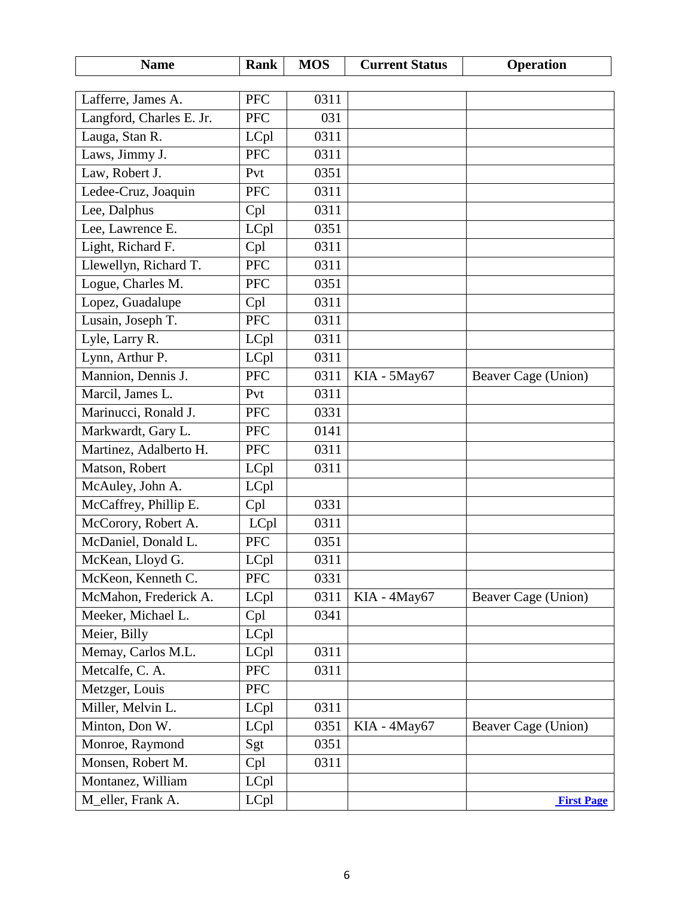| Name | Rank | MOS | Current Status | Operation |
|---|---|---|---|---|
| Lafferre, James A. | PFC | 0311 | | |
| Langford, Charles E. Jr. | PFC | 031 | | |
| Lauga, Stan R. | LCpl | 0311 | | |
| Laws, Jimmy J. | PFC | 0311 | | |
| Law, Robert J. | Pvt | 0351 | | |
| Ledee-Cruz, Joaquin | PFC | 0311 | | |
| Lee, Dalphus | Cpl | 0311 | | |
| Lee, Lawrence E. | LCpl | 0351 | | |
| Light, Richard F. | Cpl | 0311 | | |
| Llewellyn, Richard T. | PFC | 0311 | | |
| Logue, Charles M. | PFC | 0351 | | |
| Lopez, Guadalupe | Cpl | 0311 | | |
| Lusain, Joseph T. | PFC | 0311 | | |
| Lyle, Larry R. | LCpl | 0311 | | |
| Lynn, Arthur P. | LCpl | 0311 | | |
| Mannion, Dennis J. | PFC | 0311 | KIA - 5May67 | Beaver Cage (Union) |
| Marcil, James L. | Pvt | 0311 | | |
| Marinucci, Ronald J. | PFC | 0331 | | |
| Markwardt, Gary L. | PFC | 0141 | | |
| Martinez, Adalberto H. | PFC | 0311 | | |
| Matson, Robert | LCpl | 0311 | | |
| McAuley, John A. | LCpl | | | |
| McCaffrey, Phillip E. | Cpl | 0331 | | |
| McCorory, Robert A. | LCpl | 0311 | | |
| McDaniel, Donald L. | PFC | 0351 | | |
| McKean, Lloyd G. | LCpl | 0311 | | |
| McKeon, Kenneth C. | PFC | 0331 | | |
| McMahon, Frederick A. | LCpl | 0311 | KIA - 4May67 | Beaver Cage (Union) |
| Meeker, Michael L. | Cpl | 0341 | | |
| Meier, Billy | LCpl | | | |
| Memay, Carlos M.L. | LCpl | 0311 | | |
| Metcalfe, C. A. | PFC | 0311 | | |
| Metzger, Louis | PFC | | | |
| Miller, Melvin L. | LCpl | 0311 | | |
| Minton, Don W. | LCpl | 0351 | KIA - 4May67 | Beaver Cage (Union) |
| Monroe, Raymond | Sgt | 0351 | | |
| Monsen, Robert M. | Cpl | 0311 | | |
| Montanez, William | LCpl | | | |
| M_eller, Frank A. | LCpl | | | **First Page** |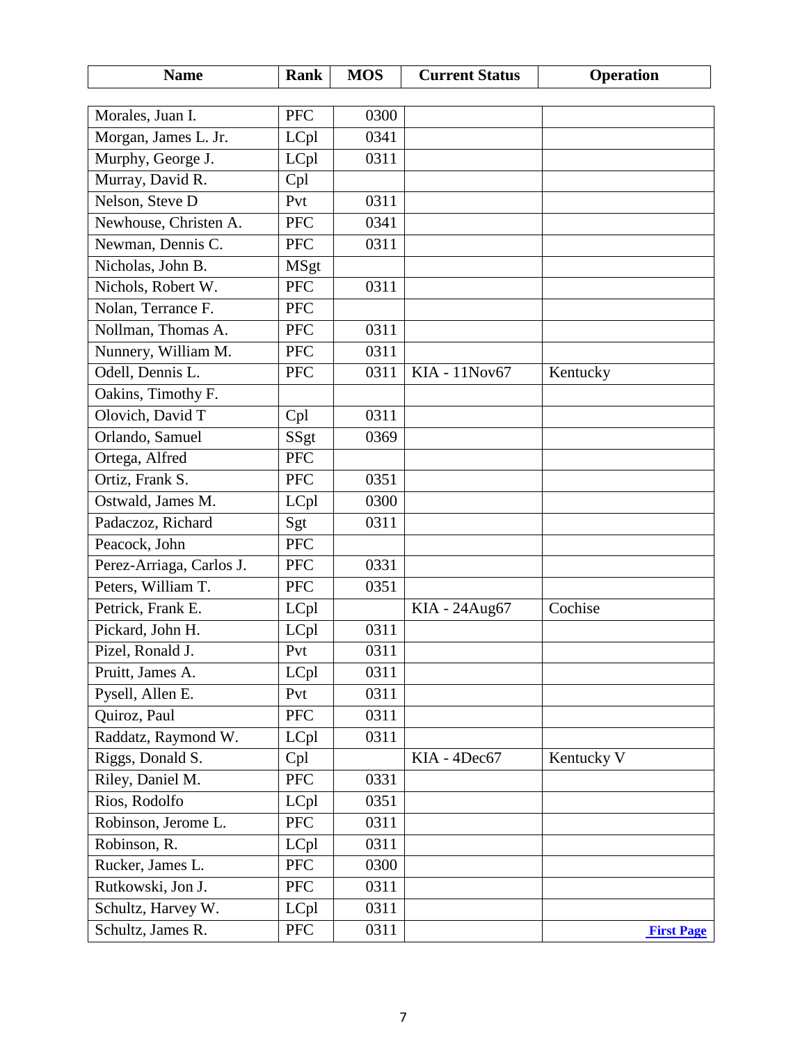| Name | Rank | MOS | Current Status | Operation |
|---|---|---|---|---|
| Morales, Juan I. | PFC | 0300 | | |
| Morgan, James L. Jr. | LCpl | 0341 | | |
| Murphy, George J. | LCpl | 0311 | | |
| Murray, David R. | Cpl | | | |
| Nelson, Steve D | Pvt | 0311 | | |
| Newhouse, Christen A. | PFC | 0341 | | |
| Newman, Dennis C. | PFC | 0311 | | |
| Nicholas, John B. | MSgt | | | |
| Nichols, Robert W. | PFC | 0311 | | |
| Nolan, Terrance F. | PFC | | | |
| Nollman, Thomas A. | PFC | 0311 | | |
| Nunnery, William M. | PFC | 0311 | | |
| Odell, Dennis L. | PFC | 0311 | KIA - 11Nov67 | Kentucky |
| Oakins, Timothy F. | | | | |
| Olovich, David T | Cpl | 0311 | | |
| Orlando, Samuel | SSgt | 0369 | | |
| Ortega, Alfred | PFC | | | |
| Ortiz, Frank S. | PFC | 0351 | | |
| Ostwald, James M. | LCpl | 0300 | | |
| Padaczoz, Richard | Sgt | 0311 | | |
| Peacock, John | PFC | | | |
| Perez-Arriaga, Carlos J. | PFC | 0331 | | |
| Peters, William T. | PFC | 0351 | | |
| Petrick, Frank E. | LCpl | | KIA - 24Aug67 | Cochise |
| Pickard, John H. | LCpl | 0311 | | |
| Pizel, Ronald J. | Pvt | 0311 | | |
| Pruitt, James A. | LCpl | 0311 | | |
| Pysell, Allen E. | Pvt | 0311 | | |
| Quiroz, Paul | PFC | 0311 | | |
| Raddatz, Raymond W. | LCpl | 0311 | | |
| Riggs, Donald S. | Cpl | | KIA - 4Dec67 | Kentucky V |
| Riley, Daniel M. | PFC | 0331 | | |
| Rios, Rodolfo | LCpl | 0351 | | |
| Robinson, Jerome L. | PFC | 0311 | | |
| Robinson, R. | LCpl | 0311 | | |
| Rucker, James L. | PFC | 0300 | | |
| Rutkowski, Jon J. | PFC | 0311 | | |
| Schultz, Harvey W. | LCpl | 0311 | | |
| Schultz, James R. | PFC | 0311 | | **First Page** |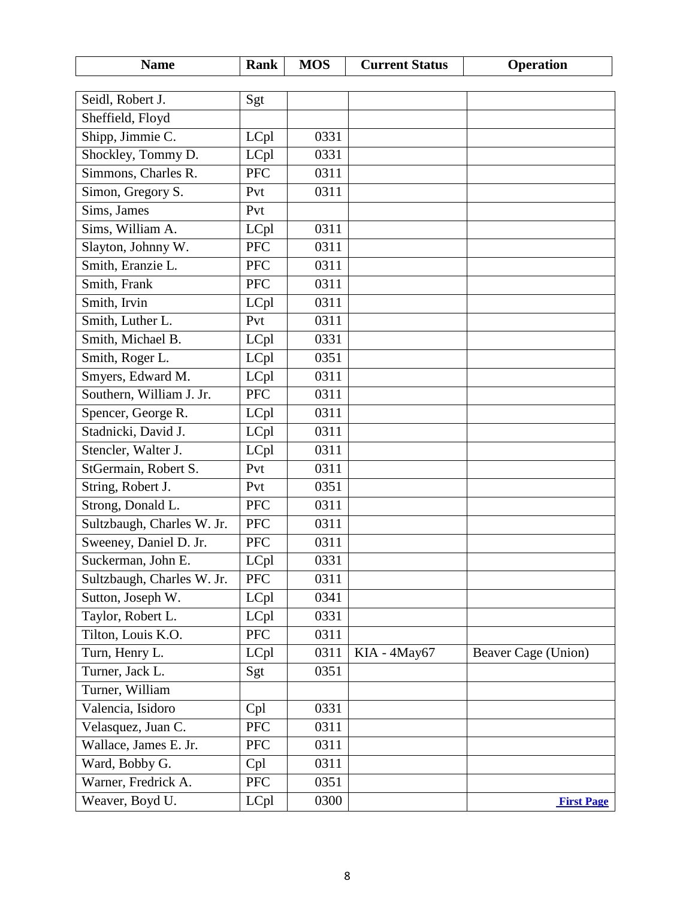| Name | Rank | MOS | Current Status | Operation |
| --- | --- | --- | --- | --- |
| Seidl, Robert J. | Sgt | | | |
| Sheffield, Floyd | | | | |
| Shipp, Jimmie C. | LCpl | 0331 | | |
| Shockley, Tommy D. | LCpl | 0331 | | |
| Simmons, Charles R. | PFC | 0311 | | |
| Simon, Gregory S. | Pvt | 0311 | | |
| Sims, James | Pvt | | | |
| Sims, William A. | LCpl | 0311 | | |
| Slayton, Johnny W. | PFC | 0311 | | |
| Smith, Eranzie L. | PFC | 0311 | | |
| Smith, Frank | PFC | 0311 | | |
| Smith, Irvin | LCpl | 0311 | | |
| Smith, Luther L. | Pvt | 0311 | | |
| Smith, Michael B. | LCpl | 0331 | | |
| Smith, Roger L. | LCpl | 0351 | | |
| Smyers, Edward M. | LCpl | 0311 | | |
| Southern, William J. Jr. | PFC | 0311 | | |
| Spencer, George R. | LCpl | 0311 | | |
| Stadnicki, David J. | LCpl | 0311 | | |
| Stencler, Walter J. | LCpl | 0311 | | |
| StGermain, Robert S. | Pvt | 0311 | | |
| String, Robert J. | Pvt | 0351 | | |
| Strong, Donald L. | PFC | 0311 | | |
| Sultzbaugh, Charles W. Jr. | PFC | 0311 | | |
| Sweeney, Daniel D. Jr. | PFC | 0311 | | |
| Suckerman, John E. | LCpl | 0331 | | |
| Sultzbaugh, Charles W. Jr. | PFC | 0311 | | |
| Sutton, Joseph W. | LCpl | 0341 | | |
| Taylor, Robert L. | LCpl | 0331 | | |
| Tilton, Louis K.O. | PFC | 0311 | | |
| Turn, Henry L. | LCpl | 0311 | KIA - 4May67 | Beaver Cage (Union) |
| Turner, Jack L. | Sgt | 0351 | | |
| Turner, William | | | | |
| Valencia, Isidoro | Cpl | 0331 | | |
| Velasquez, Juan C. | PFC | 0311 | | |
| Wallace, James E. Jr. | PFC | 0311 | | |
| Ward, Bobby G. | Cpl | 0311 | | |
| Warner, Fredrick A. | PFC | 0351 | | |
| Weaver, Boyd U. | LCpl | 0300 | | **First Page** |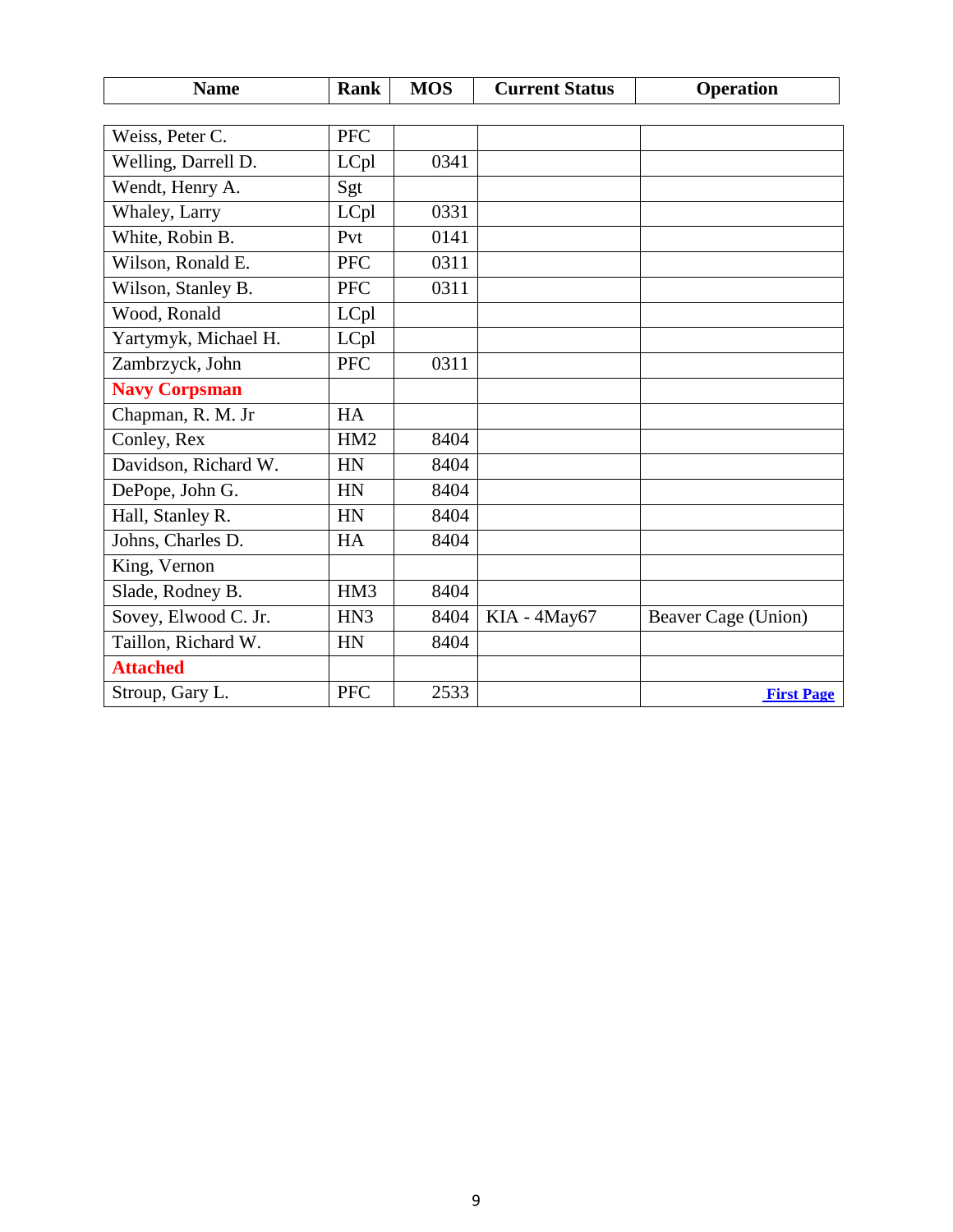| Name | Rank | MOS | Current Status | Operation |
|---|---|---|---|---|
| Weiss, Peter C. | PFC | | | |
| Welling, Darrell D. | LCpl | 0341 | | |
| Wendt, Henry A. | Sgt | | | |
| Whaley, Larry | LCpl | 0331 | | |
| White, Robin B. | Pvt | 0141 | | |
| Wilson, Ronald E. | PFC | 0311 | | |
| Wilson, Stanley B. | PFC | 0311 | | |
| Wood, Ronald | LCpl | | | |
| Yartymyk, Michael H. | LCpl | | | |
| Zambrzyck, John | PFC | 0311 | | |
| **Navy Corpsman** | | | | |
| Chapman, R. M. Jr | HA | | | |
| Conley, Rex | HM2 | 8404 | | |
| Davidson, Richard W. | HN | 8404 | | |
| DePope, John G. | HN | 8404 | | |
| Hall, Stanley R. | HN | 8404 | | |
| Johns, Charles D. | HA | 8404 | | |
| King, Vernon | | | | |
| Slade, Rodney B. | HM3 | 8404 | | |
| Sovey, Elwood C. Jr. | HN3 | 8404 | KIA - 4May67 | Beaver Cage (Union) |
| Taillon, Richard W. | HN | 8404 | | |
| **Attached** | | | | |
| Stroup, Gary L. | PFC | 2533 | | First Page |